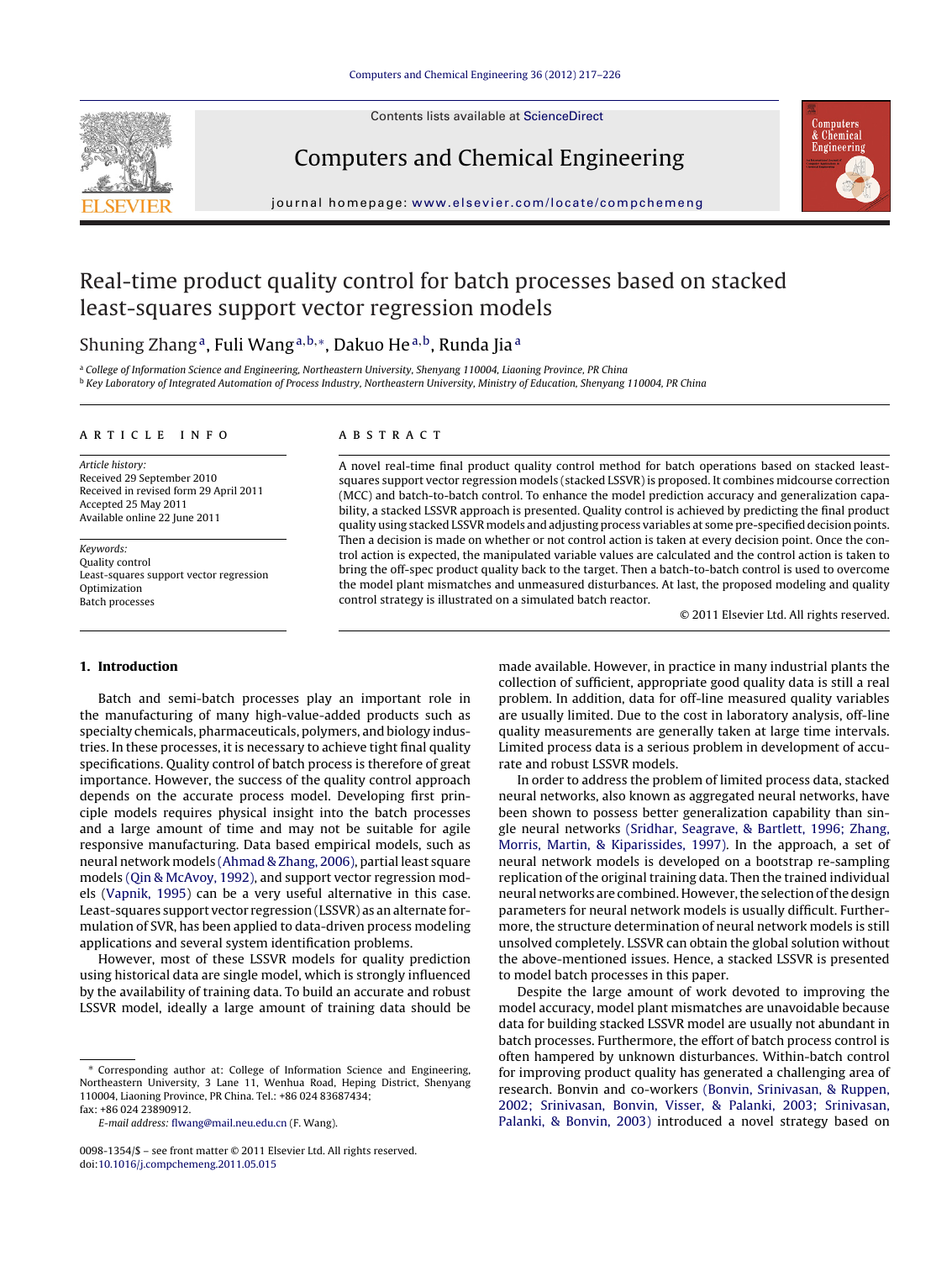# Real-time product quality control for batch processes based on stacked least-squares support vector regression models

Shuning Zhang[a], Fuli Wang[a,b,*], Dakuo He[a,b], Runda Jia[a]

[a] College of Information Science and Engineering, Northeastern University, Shenyang 110004, Liaoning Province, PR China

[b] Key Laboratory of Integrated Automation of Process Industry, Northeastern University, Ministry of Education, Shenyang 110004, PR China

## ARTICLE INFO

*Article history:*
Received 29 September 2010
Received in revised form 29 April 2011
Accepted 25 May 2011
Available online 22 June 2011

*Keywords:*
Quality control
Least-squares support vector regression
Optimization
Batch processes

## ABSTRACT

A novel real-time final product quality control method for batch operations based on stacked least-squares support vector regression models (stacked LSSVR) is proposed. It combines midcourse correction (MCC) and batch-to-batch control. To enhance the model prediction accuracy and generalization capability, a stacked LSSVR approach is presented. Quality control is achieved by predicting the final product quality using stacked LSSVR models and adjusting process variables at some pre-specified decision points. Then a decision is made on whether or not control action is taken at every decision point. Once the control action is expected, the manipulated variable values are calculated and the control action is taken to bring the off-spec product quality back to the target. Then a batch-to-batch control is used to overcome the model plant mismatches and unmeasured disturbances. At last, the proposed modeling and quality control strategy is illustrated on a simulated batch reactor.

© 2011 Elsevier Ltd. All rights reserved.

## 1. Introduction

Batch and semi-batch processes play an important role in the manufacturing of many high-value-added products such as specialty chemicals, pharmaceuticals, polymers, and biology industries. In these processes, it is necessary to achieve tight final quality specifications. Quality control of batch process is therefore of great importance. However, the success of the quality control approach depends on the accurate process model. Developing first principle models requires physical insight into the batch processes and a large amount of time and may not be suitable for agile responsive manufacturing. Data based empirical models, such as neural network models (Ahmad & Zhang, 2006), partial least square models (Qin & McAvoy, 1992), and support vector regression models (Vapnik, 1995) can be a very useful alternative in this case. Least-squares support vector regression (LSSVR) as an alternate formulation of SVR, has been applied to data-driven process modeling applications and several system identification problems.

However, most of these LSSVR models for quality prediction using historical data are single model, which is strongly influenced by the availability of training data. To build an accurate and robust LSSVR model, ideally a large amount of training data should be made available. However, in practice in many industrial plants the collection of sufficient, appropriate good quality data is still a real problem. In addition, data for off-line measured quality variables are usually limited. Due to the cost in laboratory analysis, off-line quality measurements are generally taken at large time intervals. Limited process data is a serious problem in development of accurate and robust LSSVR models.

In order to address the problem of limited process data, stacked neural networks, also known as aggregated neural networks, have been shown to possess better generalization capability than single neural networks (Sridhar, Seagrave, & Bartlett, 1996; Zhang, Morris, Martin, & Kiparissides, 1997). In the approach, a set of neural network models is developed on a bootstrap re-sampling replication of the original training data. Then the trained individual neural networks are combined. However, the selection of the design parameters for neural network models is usually difficult. Furthermore, the structure determination of neural network models is still unsolved completely. LSSVR can obtain the global solution without the above-mentioned issues. Hence, a stacked LSSVR is presented to model batch processes in this paper.

Despite the large amount of work devoted to improving the model accuracy, model plant mismatches are unavoidable because data for building stacked LSSVR model are usually not abundant in batch processes. Furthermore, the effort of batch process control is often hampered by unknown disturbances. Within-batch control for improving product quality has generated a challenging area of research. Bonvin and co-workers (Bonvin, Srinivasan, & Ruppen, 2002; Srinivasan, Bonvin, Visser, & Palanki, 2003; Srinivasan, Palanki, & Bonvin, 2003) introduced a novel strategy based on

---

* Corresponding author at: College of Information Science and Engineering, Northeastern University, 3 Lane 11, Wenhua Road, Heping District, Shenyang 110004, Liaoning Province, PR China. Tel.: +86 024 83687434; fax: +86 024 23890912.

*E-mail address:* flwang@mail.neu.edu.cn (F. Wang).

0098-1354/$ – see front matter © 2011 Elsevier Ltd. All rights reserved.
doi:10.1016/j.compchemeng.2011.05.015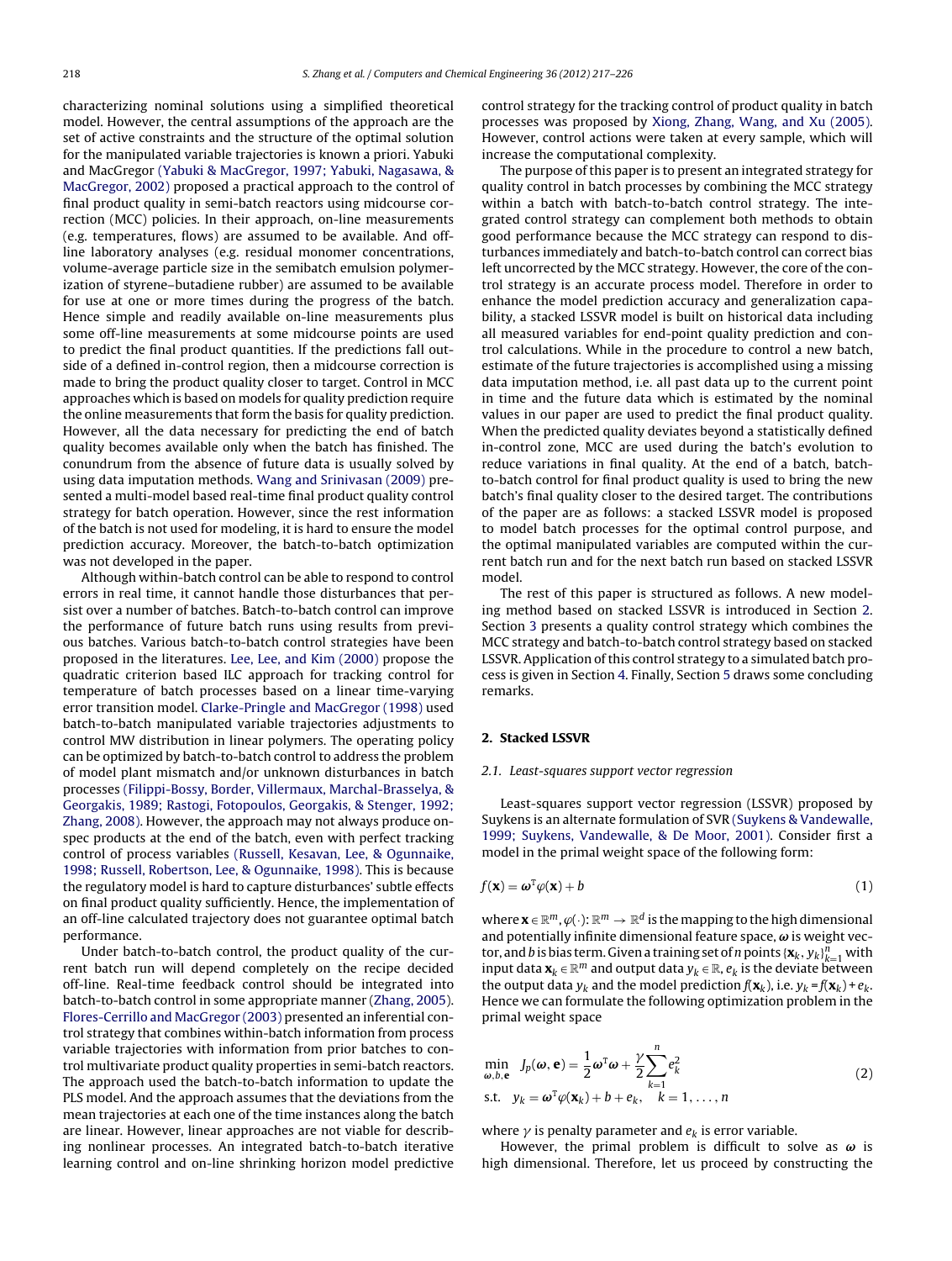characterizing nominal solutions using a simplified theoretical model. However, the central assumptions of the approach are the set of active constraints and the structure of the optimal solution for the manipulated variable trajectories is known a priori. Yabuki and MacGregor (Yabuki & MacGregor, 1997; Yabuki, Nagasawa, & MacGregor, 2002) proposed a practical approach to the control of final product quality in semi-batch reactors using midcourse correction (MCC) policies. In their approach, on-line measurements (e.g. temperatures, flows) are assumed to be available. And off-line laboratory analyses (e.g. residual monomer concentrations, volume-average particle size in the semibatch emulsion polymerization of styrene–butadiene rubber) are assumed to be available for use at one or more times during the progress of the batch. Hence simple and readily available on-line measurements plus some off-line measurements at some midcourse points are used to predict the final product quantities. If the predictions fall outside of a defined in-control region, then a midcourse correction is made to bring the product quality closer to target. Control in MCC approaches which is based on models for quality prediction require the online measurements that form the basis for quality prediction. However, all the data necessary for predicting the end of batch quality becomes available only when the batch has finished. The conundrum from the absence of future data is usually solved by using data imputation methods. Wang and Srinivasan (2009) presented a multi-model based real-time final product quality control strategy for batch operation. However, since the rest information of the batch is not used for modeling, it is hard to ensure the model prediction accuracy. Moreover, the batch-to-batch optimization was not developed in the paper.

Although within-batch control can be able to respond to control errors in real time, it cannot handle those disturbances that persist over a number of batches. Batch-to-batch control can improve the performance of future batch runs using results from previous batches. Various batch-to-batch control strategies have been proposed in the literatures. Lee, Lee, and Kim (2000) propose the quadratic criterion based ILC approach for tracking control for temperature of batch processes based on a linear time-varying error transition model. Clarke-Pringle and MacGregor (1998) used batch-to-batch manipulated variable trajectories adjustments to control MW distribution in linear polymers. The operating policy can be optimized by batch-to-batch control to address the problem of model plant mismatch and/or unknown disturbances in batch processes (Filippi-Bossy, Border, Villermaux, Marchal-Brasselya, & Georgakis, 1989; Rastogi, Fotopoulos, Georgakis, & Stenger, 1992; Zhang, 2008). However, the approach may not always produce on-spec products at the end of the batch, even with perfect tracking control of process variables (Russell, Kesavan, Lee, & Ogunnaike, 1998; Russell, Robertson, Lee, & Ogunnaike, 1998). This is because the regulatory model is hard to capture disturbances' subtle effects on final product quality sufficiently. Hence, the implementation of an off-line calculated trajectory does not guarantee optimal batch performance.

Under batch-to-batch control, the product quality of the current batch run will depend completely on the recipe decided off-line. Real-time feedback control should be integrated into batch-to-batch control in some appropriate manner (Zhang, 2005). Flores-Cerrillo and MacGregor (2003) presented an inferential control strategy that combines within-batch information from process variable trajectories with information from prior batches to control multivariate product quality properties in semi-batch reactors. The approach used the batch-to-batch information to update the PLS model. And the approach assumes that the deviations from the mean trajectories at each one of the time instances along the batch are linear. However, linear approaches are not viable for describing nonlinear processes. An integrated batch-to-batch iterative learning control and on-line shrinking horizon model predictive control strategy for the tracking control of product quality in batch processes was proposed by Xiong, Zhang, Wang, and Xu (2005). However, control actions were taken at every sample, which will increase the computational complexity.

The purpose of this paper is to present an integrated strategy for quality control in batch processes by combining the MCC strategy within a batch with batch-to-batch control strategy. The integrated control strategy can complement both methods to obtain good performance because the MCC strategy can respond to disturbances immediately and batch-to-batch control can correct bias left uncorrected by the MCC strategy. However, the core of the control strategy is an accurate process model. Therefore in order to enhance the model prediction accuracy and generalization capability, a stacked LSSVR model is built on historical data including all measured variables for end-point quality prediction and control calculations. While in the procedure to control a new batch, estimate of the future trajectories is accomplished using a missing data imputation method, i.e. all past data up to the current point in time and the future data which is estimated by the nominal values in our paper are used to predict the final product quality. When the predicted quality deviates beyond a statistically defined in-control zone, MCC are used during the batch's evolution to reduce variations in final quality. At the end of a batch, batch-to-batch control for final product quality is used to bring the new batch's final quality closer to the desired target. The contributions of the paper are as follows: a stacked LSSVR model is proposed to model batch processes for the optimal control purpose, and the optimal manipulated variables are computed within the current batch run and for the next batch run based on stacked LSSVR model.

The rest of this paper is structured as follows. A new modeling method based on stacked LSSVR is introduced in Section 2. Section 3 presents a quality control strategy which combines the MCC strategy and batch-to-batch control strategy based on stacked LSSVR. Application of this control strategy to a simulated batch process is given in Section 4. Finally, Section 5 draws some concluding remarks.

## 2. Stacked LSSVR

### 2.1. Least-squares support vector regression

Least-squares support vector regression (LSSVR) proposed by Suykens is an alternate formulation of SVR (Suykens & Vandewalle, 1999; Suykens, Vandewalle, & De Moor, 2001). Consider first a model in the primal weight space of the following form:

$$f(\mathbf{x}) = \boldsymbol{\omega}^{\mathrm{T}}\varphi(\mathbf{x}) + b \tag{1}$$

where $\mathbf{x} \in \mathbb{R}^m$, $\varphi(\cdot): \mathbb{R}^m \to \mathbb{R}^d$ is the mapping to the high dimensional and potentially infinite dimensional feature space, $\boldsymbol{\omega}$ is weight vector, and $b$ is bias term. Given a training set of $n$ points $\{\mathbf{x}_k, y_k\}_{k=1}^n$ with input data $\mathbf{x}_k \in \mathbb{R}^m$ and output data $y_k \in \mathbb{R}$, $e_k$ is the deviate between the output data $y_k$ and the model prediction $f(\mathbf{x}_k)$, i.e. $y_k = f(\mathbf{x}_k) + e_k$. Hence we can formulate the following optimization problem in the primal weight space

$$\begin{aligned} \min_{\boldsymbol{\omega}, b, \mathbf{e}} \quad & J_p(\boldsymbol{\omega}, \mathbf{e}) = \frac{1}{2}\boldsymbol{\omega}^{\mathrm{T}}\boldsymbol{\omega} + \frac{\gamma}{2}\sum_{k=1}^{n} e_k^2 \\ \text{s.t.} \quad & y_k = \boldsymbol{\omega}^{\mathrm{T}}\varphi(\mathbf{x}_k) + b + e_k, \quad k = 1, \ldots, n \end{aligned} \tag{2}$$

where $\gamma$ is penalty parameter and $e_k$ is error variable.

However, the primal problem is difficult to solve as $\boldsymbol{\omega}$ is high dimensional. Therefore, let us proceed by constructing the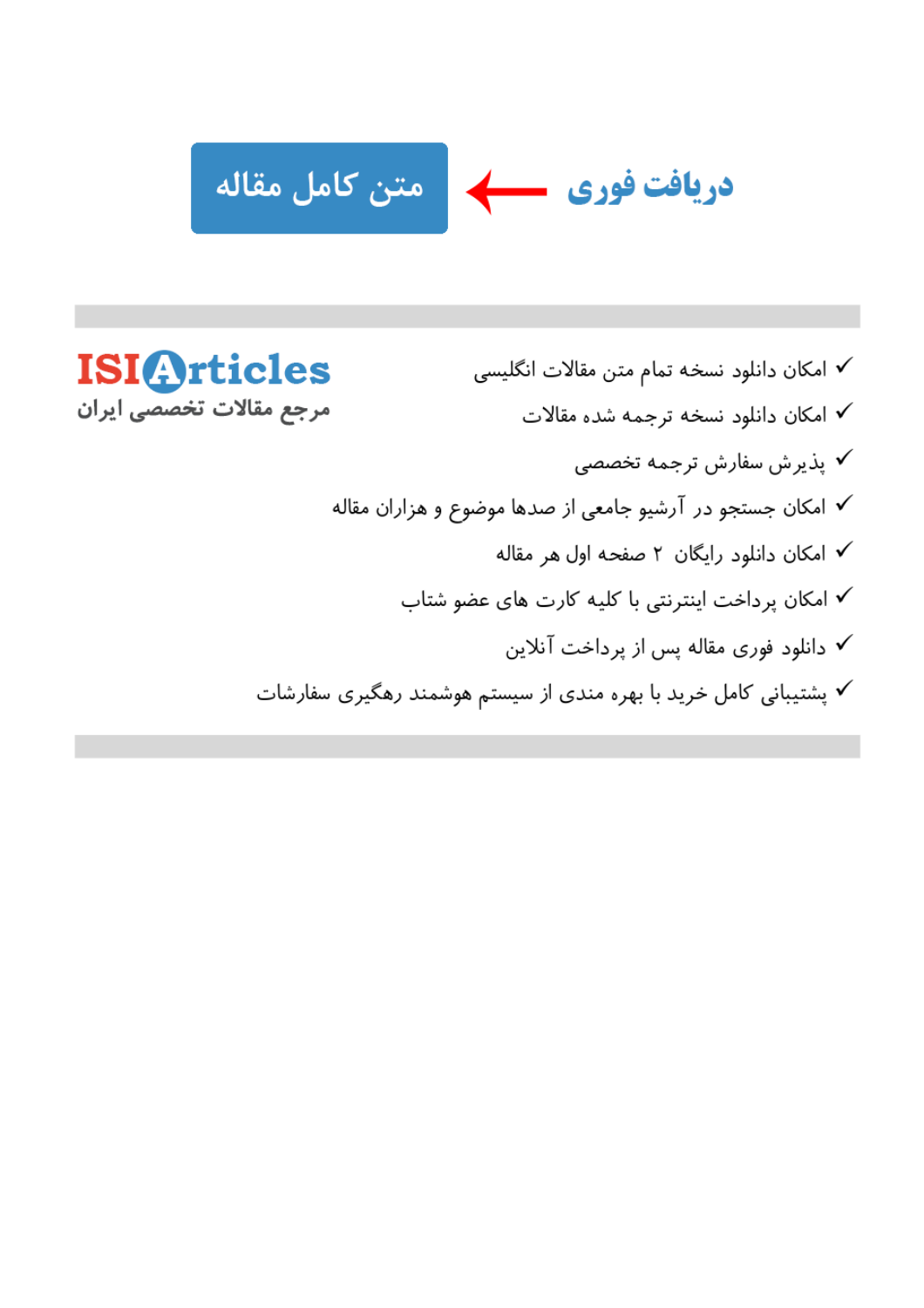دریافت فوری ← متن کامل مقاله

**ISIArticles**
مرجع مقالات تخصصی ایران

- ✓ امکان دانلود نسخه تمام متن مقالات انگلیسی
- ✓ امکان دانلود نسخه ترجمه شده مقالات
- ✓ پذیرش سفارش ترجمه تخصصی
- ✓ امکان جستجو در آرشیو جامعی از صدها موضوع و هزاران مقاله
- ✓ امکان دانلود رایگان ۲ صفحه اول هر مقاله
- ✓ امکان پرداخت اینترنتی با کلیه کارت های عضو شتاب
- ✓ دانلود فوری مقاله پس از پرداخت آنلاین
- ✓ پشتیبانی کامل خرید با بهره مندی از سیستم هوشمند رهگیری سفارشات